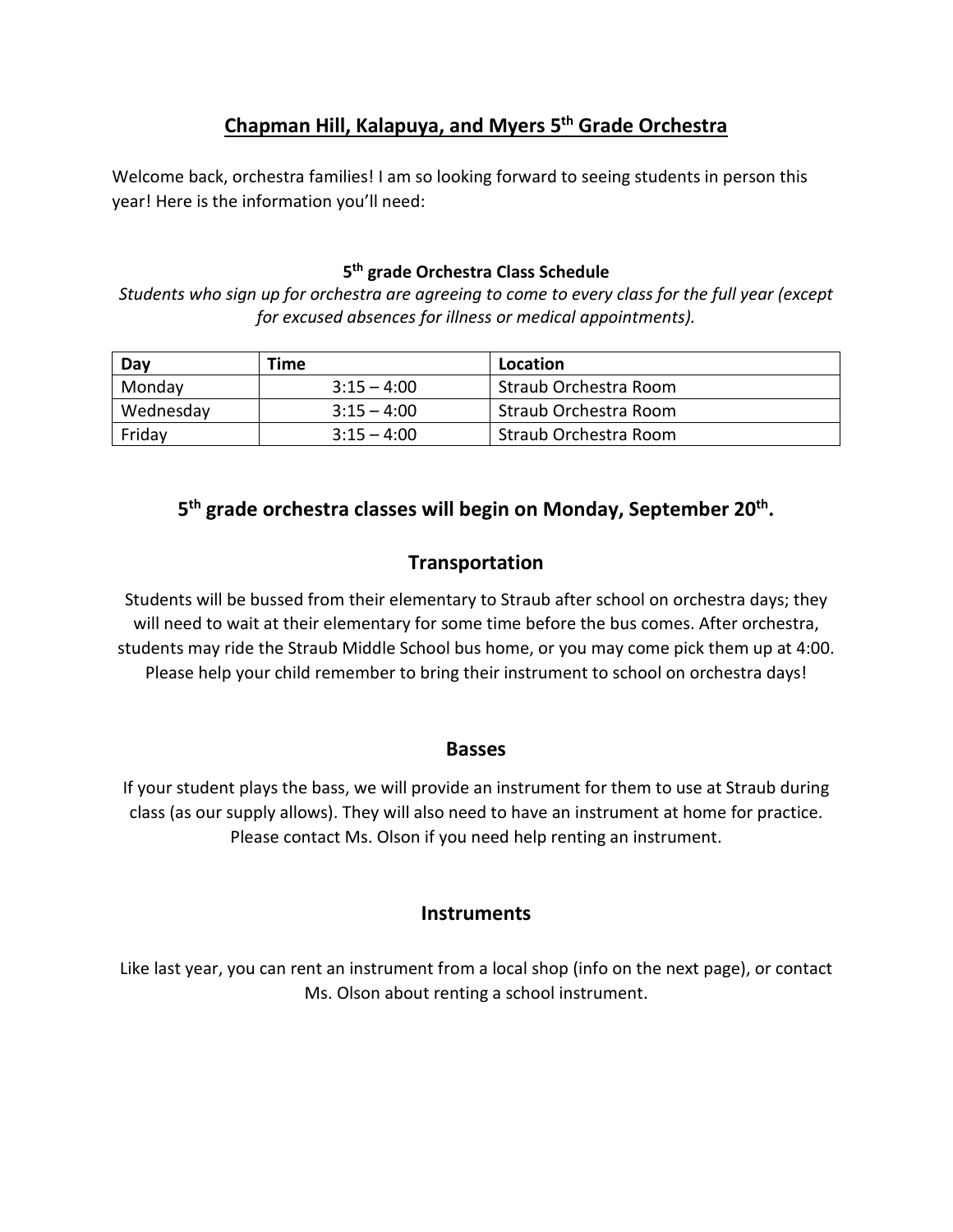# Chapman Hill, Kalapuya, and Myers 5th Grade Orchestra

Welcome back, orchestra families! I am so looking forward to seeing students in person this year! Here is the information you'll need:

### 5th grade Orchestra Class Schedule

*Students who sign up for orchestra are agreeing to come to every class for the full year (except for excused absences for illness or medical appointments).*

| Day | Time | Location |
|---|---|---|
| Monday | 3:15 – 4:00 | Straub Orchestra Room |
| Wednesday | 3:15 – 4:00 | Straub Orchestra Room |
| Friday | 3:15 – 4:00 | Straub Orchestra Room |

## 5th grade orchestra classes will begin on Monday, September 20th.

## Transportation

Students will be bussed from their elementary to Straub after school on orchestra days; they will need to wait at their elementary for some time before the bus comes. After orchestra, students may ride the Straub Middle School bus home, or you may come pick them up at 4:00. Please help your child remember to bring their instrument to school on orchestra days!

### Basses

If your student plays the bass, we will provide an instrument for them to use at Straub during class (as our supply allows). They will also need to have an instrument at home for practice. Please contact Ms. Olson if you need help renting an instrument.

## Instruments

Like last year, you can rent an instrument from a local shop (info on the next page), or contact Ms. Olson about renting a school instrument.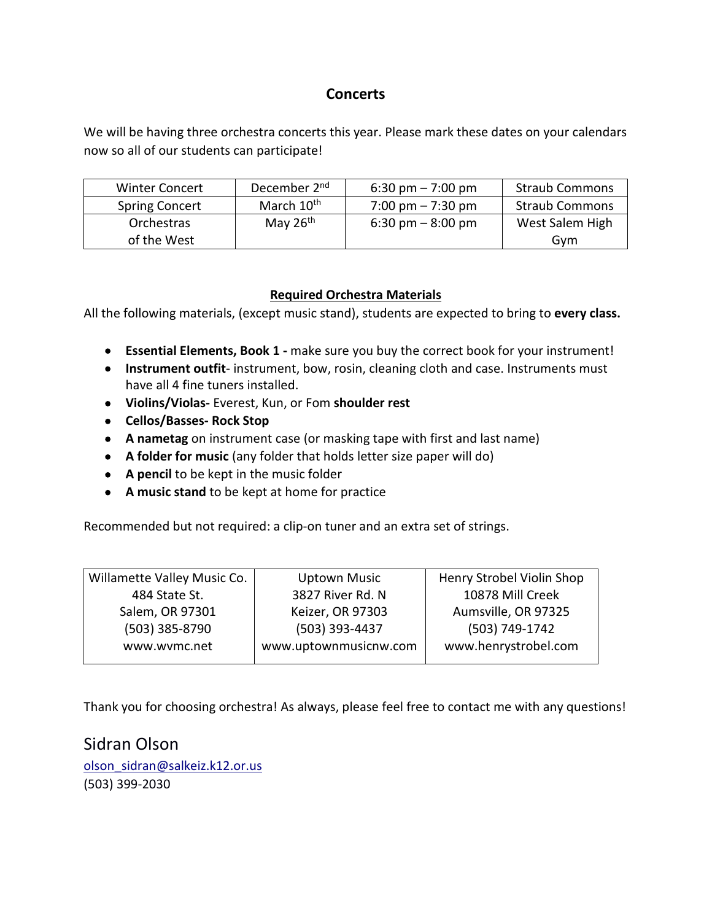## Concerts

We will be having three orchestra concerts this year. Please mark these dates on your calendars now so all of our students can participate!

| | | | |
|---|---|---|---|
| Winter Concert | December 2nd | 6:30 pm – 7:00 pm | Straub Commons |
| Spring Concert | March 10th | 7:00 pm – 7:30 pm | Straub Commons |
| Orchestras of the West | May 26th | 6:30 pm – 8:00 pm | West Salem High Gym |

### Required Orchestra Materials

All the following materials, (except music stand), students are expected to bring to **every class.**

- **Essential Elements, Book 1 -** make sure you buy the correct book for your instrument!
- **Instrument outfit**- instrument, bow, rosin, cleaning cloth and case. Instruments must have all 4 fine tuners installed.
- **Violins/Violas-** Everest, Kun, or Fom **shoulder rest**
- **Cellos/Basses- Rock Stop**
- **A nametag** on instrument case (or masking tape with first and last name)
- **A folder for music** (any folder that holds letter size paper will do)
- **A pencil** to be kept in the music folder
- **A music stand** to be kept at home for practice

Recommended but not required: a clip-on tuner and an extra set of strings.

| | | |
|---|---|---|
| Willamette Valley Music Co.<br>484 State St.<br>Salem, OR 97301<br>(503) 385-8790<br>www.wvmc.net | Uptown Music<br>3827 River Rd. N<br>Keizer, OR 97303<br>(503) 393-4437<br>www.uptownmusicnw.com | Henry Strobel Violin Shop<br>10878 Mill Creek<br>Aumsville, OR 97325<br>(503) 749-1742<br>www.henrystrobel.com |

Thank you for choosing orchestra! As always, please feel free to contact me with any questions!

Sidran Olson
olson_sidran@salkeiz.k12.or.us
(503) 399-2030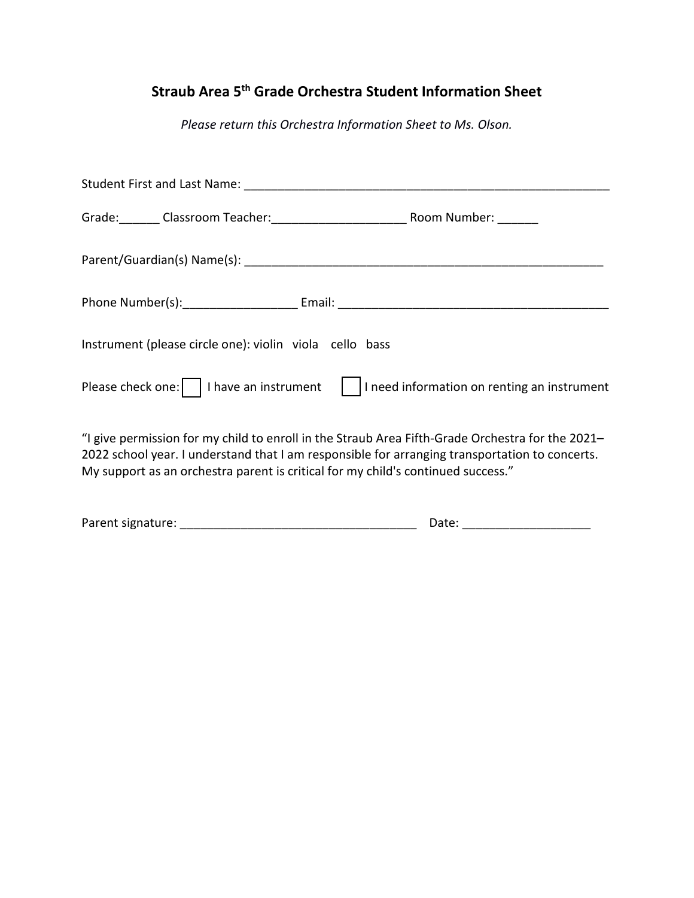## Straub Area 5th Grade Orchestra Student Information Sheet

*Please return this Orchestra Information Sheet to Ms. Olson.*

Student First and Last Name: _______________________________________________________

Grade:______ Classroom Teacher:____________________ Room Number: ______

Parent/Guardian(s) Name(s): _______________________________________________________

Phone Number(s):_________________ Email: ________________________________________

Instrument (please circle one): violin viola cello bass

Please check one: ☐ I have an instrument ☐ I need information on renting an instrument

"I give permission for my child to enroll in the Straub Area Fifth-Grade Orchestra for the 2021–2022 school year. I understand that I am responsible for arranging transportation to concerts. My support as an orchestra parent is critical for my child's continued success."

Parent signature: ___________________________________ Date: ___________________